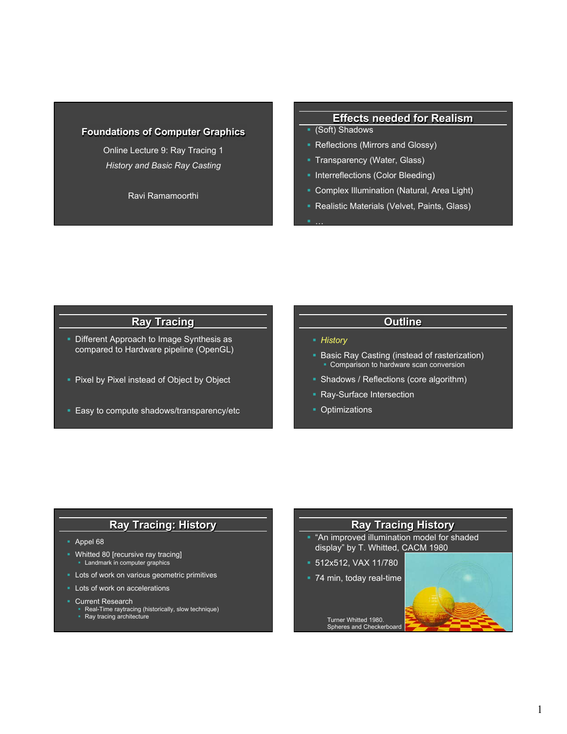# Foundations of Computer Graphics

Online Lecture 9: Ray Tracing 1

*History and Basic Ray Casting*

Ravi Ramamoorthi

## Effects needed for Realism

- (Soft) Shadows
- Reflections (Mirrors and Glossy)
- Transparency (Water, Glass)
- Interreflections (Color Bleeding)
- Complex Illumination (Natural, Area Light)
- Realistic Materials (Velvet, Paints, Glass)
- …

## Ray Tracing

- Different Approach to Image Synthesis as compared to Hardware pipeline (OpenGL)
- Pixel by Pixel instead of Object by Object
- Easy to compute shadows/transparency/etc

## Outline

- *History*
- Basic Ray Casting (instead of rasterization)
  - Comparison to hardware scan conversion
- Shadows / Reflections (core algorithm)
- Ray-Surface Intersection
- Optimizations

## Ray Tracing: History

- Appel 68
- Whitted 80 [recursive ray tracing]
  - Landmark in computer graphics
- Lots of work on various geometric primitives
- Lots of work on accelerations
- Current Research
  - Real-Time raytracing (historically, slow technique)
  - Ray tracing architecture

## Ray Tracing History

- "An improved illumination model for shaded display" by T. Whitted, CACM 1980
- 512x512, VAX 11/780
- 74 min, today real-time

Turner Whitted 1980.
Spheres and Checkerboard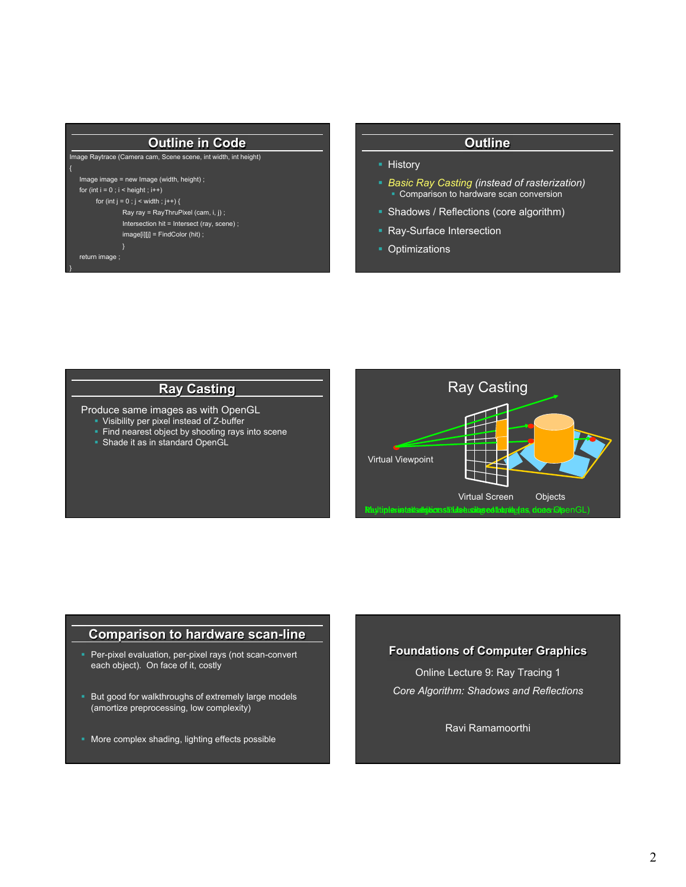## Outline in Code

```
Image Raytrace (Camera cam, Scene scene, int width, int height)
{
    Image image = new Image (width, height) ;
    for (int i = 0 ; i < height ; i++)
        for (int j = 0 ; j < width ; j++) {
            Ray ray = RayThruPixel (cam, i, j) ;
            Intersection hit = Intersect (ray, scene) ;
            image[i][j] = FindColor (hit) ;
            }
    return image ;
}
```

## Outline

- History
- *Basic Ray Casting (instead of rasterization)*
  - Comparison to hardware scan conversion
- Shadows / Reflections (core algorithm)
- Ray-Surface Intersection
- Optimizations

## Ray Casting

Produce same images as with OpenGL

- Visibility per pixel instead of Z-buffer
- Find nearest object by shooting rays into scene
- Shade it as in standard OpenGL

## Ray Casting

Virtual Viewpoint

Virtual Screen

Objects

## Comparison to hardware scan-line

- Per-pixel evaluation, per-pixel rays (not scan-convert each object). On face of it, costly
- But good for walkthroughs of extremely large models (amortize preprocessing, low complexity)
- More complex shading, lighting effects possible

## Foundations of Computer Graphics

Online Lecture 9: Ray Tracing 1

*Core Algorithm: Shadows and Reflections*

Ravi Ramamoorthi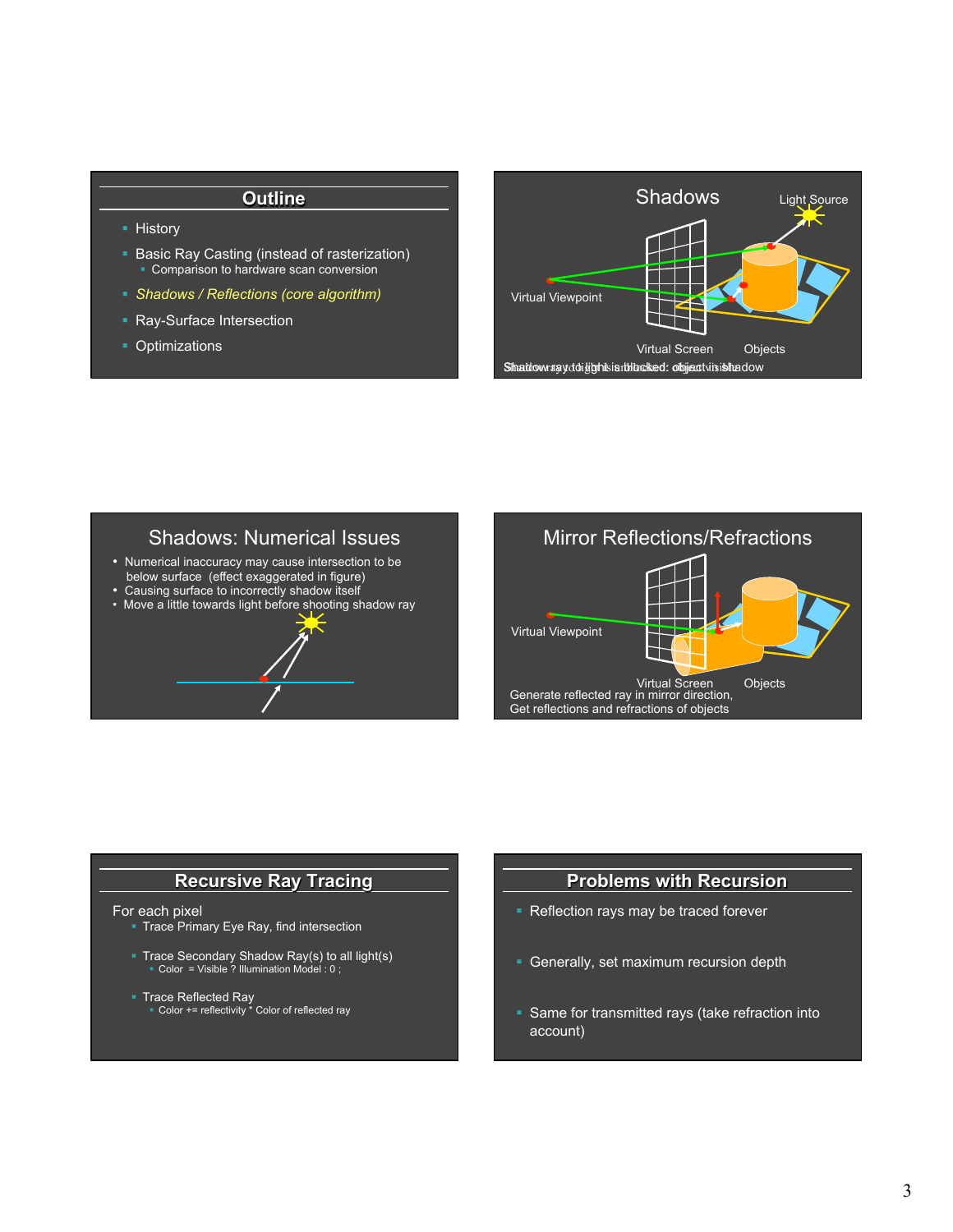## Outline

- History
- Basic Ray Casting (instead of rasterization)
  - Comparison to hardware scan conversion
- *Shadows / Reflections (core algorithm)*
- Ray-Surface Intersection
- Optimizations

## Shadows

Light Source

Virtual Viewpoint

Virtual Screen

Objects

Shadow ray to light is unblocked: object visible / Shadow ray to light is blocked: object in shadow

## Shadows: Numerical Issues

- Numerical inaccuracy may cause intersection to be below surface (effect exaggerated in figure)
- Causing surface to incorrectly shadow itself
- Move a little towards light before shooting shadow ray

## Mirror Reflections/Refractions

Virtual Viewpoint

Virtual Screen

Objects

Generate reflected ray in mirror direction, Get reflections and refractions of objects

## Recursive Ray Tracing

For each pixel

- Trace Primary Eye Ray, find intersection
- Trace Secondary Shadow Ray(s) to all light(s)
  - Color = Visible ? Illumination Model : 0 ;
- Trace Reflected Ray
  - Color += reflectivity * Color of reflected ray

## Problems with Recursion

- Reflection rays may be traced forever
- Generally, set maximum recursion depth
- Same for transmitted rays (take refraction into account)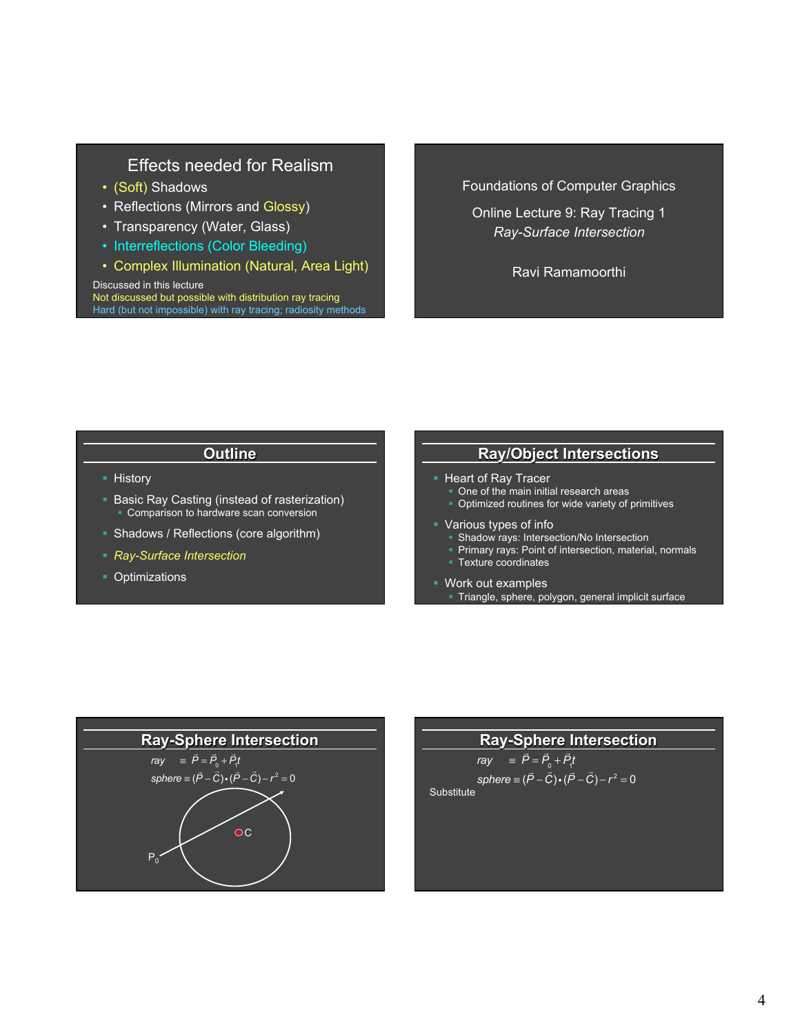## Effects needed for Realism

- (Soft) Shadows
- Reflections (Mirrors and Glossy)
- Transparency (Water, Glass)
- Interreflections (Color Bleeding)
- Complex Illumination (Natural, Area Light)

Discussed in this lecture
Not discussed but possible with distribution ray tracing
Hard (but not impossible) with ray tracing; radiosity methods

---

Foundations of Computer Graphics

Online Lecture 9: Ray Tracing 1
*Ray-Surface Intersection*

Ravi Ramamoorthi

---

## Outline

- History
- Basic Ray Casting (instead of rasterization)
  - Comparison to hardware scan conversion
- Shadows / Reflections (core algorithm)
- *Ray-Surface Intersection*
- Optimizations

---

## Ray/Object Intersections

- Heart of Ray Tracer
  - One of the main initial research areas
  - Optimized routines for wide variety of primitives
- Various types of info
  - Shadow rays: Intersection/No Intersection
  - Primary rays: Point of intersection, material, normals
  - Texture coordinates
- Work out examples
  - Triangle, sphere, polygon, general implicit surface

---

## Ray-Sphere Intersection

$$ray \equiv \vec{P} = \vec{P}_0 + \vec{P}_1 t$$

$$sphere \equiv (\vec{P} - \vec{C}) \cdot (\vec{P} - \vec{C}) - r^2 = 0$$

$P_0$ C

---

## Ray-Sphere Intersection

$$ray \equiv \vec{P} = \vec{P}_0 + \vec{P}_1 t$$

$$sphere \equiv (\vec{P} - \vec{C}) \cdot (\vec{P} - \vec{C}) - r^2 = 0$$

Substitute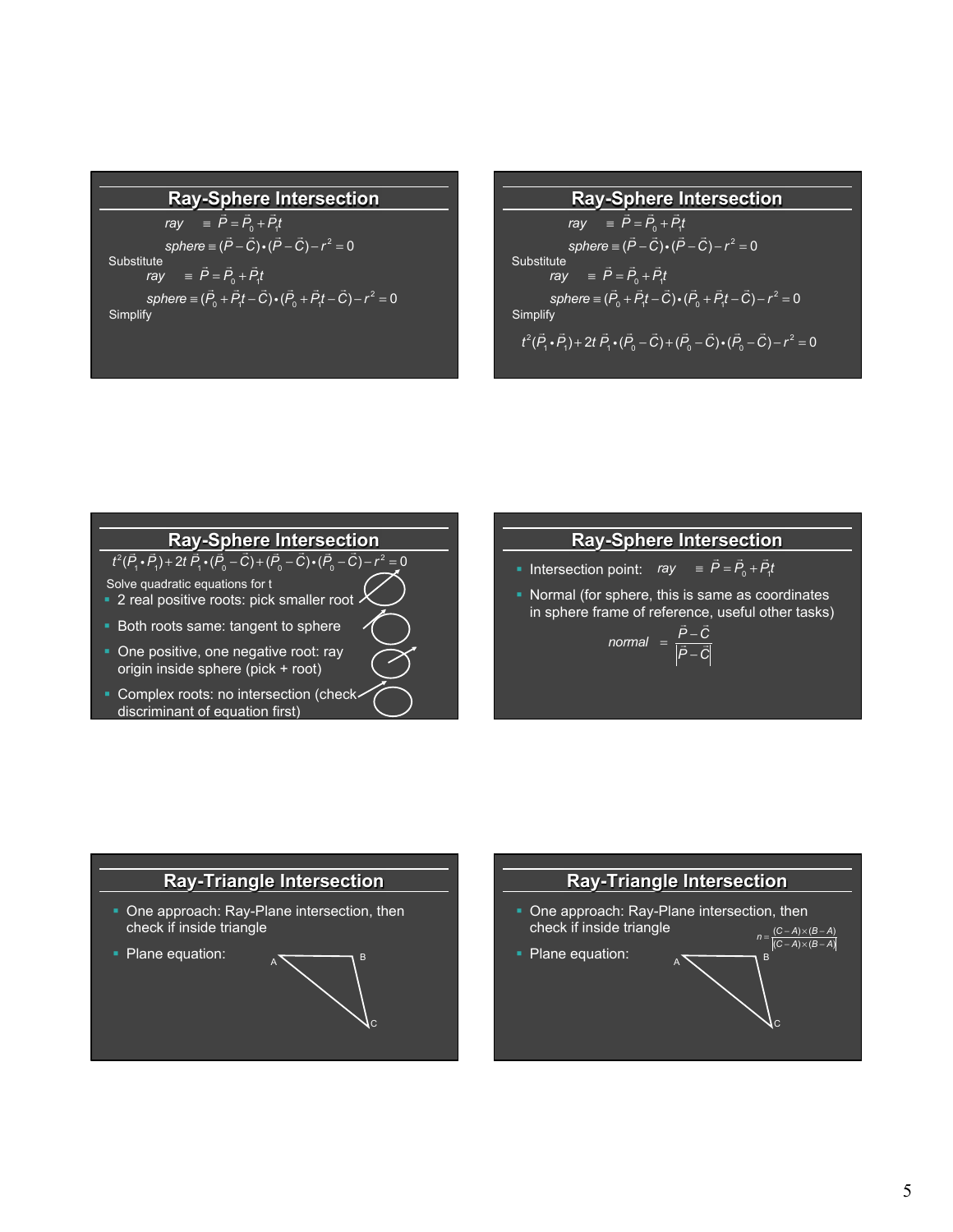## Ray-Sphere Intersection

$$ray \equiv \vec{P} = \vec{P}_0 + \vec{P}_1 t$$

$$sphere \equiv (\vec{P} - \vec{C}) \cdot (\vec{P} - \vec{C}) - r^2 = 0$$

Substitute

$$ray \equiv \vec{P} = \vec{P}_0 + \vec{P}_1 t$$

$$sphere \equiv (\vec{P}_0 + \vec{P}_1 t - \vec{C}) \cdot (\vec{P}_0 + \vec{P}_1 t - \vec{C}) - r^2 = 0$$

Simplify

## Ray-Sphere Intersection

$$ray \equiv \vec{P} = \vec{P}_0 + \vec{P}_1 t$$

$$sphere \equiv (\vec{P} - \vec{C}) \cdot (\vec{P} - \vec{C}) - r^2 = 0$$

Substitute

$$ray \equiv \vec{P} = \vec{P}_0 + \vec{P}_1 t$$

$$sphere \equiv (\vec{P}_0 + \vec{P}_1 t - \vec{C}) \cdot (\vec{P}_0 + \vec{P}_1 t - \vec{C}) - r^2 = 0$$

Simplify

$$t^2(\vec{P}_1 \cdot \vec{P}_1) + 2t\,\vec{P}_1 \cdot (\vec{P}_0 - \vec{C}) + (\vec{P}_0 - \vec{C}) \cdot (\vec{P}_0 - \vec{C}) - r^2 = 0$$

## Ray-Sphere Intersection

$$t^2(\vec{P}_1 \cdot \vec{P}_1) + 2t\,\vec{P}_1 \cdot (\vec{P}_0 - \vec{C}) + (\vec{P}_0 - \vec{C}) \cdot (\vec{P}_0 - \vec{C}) - r^2 = 0$$

Solve quadratic equations for t

- 2 real positive roots: pick smaller root
- Both roots same: tangent to sphere
- One positive, one negative root: ray origin inside sphere (pick + root)
- Complex roots: no intersection (check discriminant of equation first)

## Ray-Sphere Intersection

- Intersection point: $ray \equiv \vec{P} = \vec{P}_0 + \vec{P}_1 t$
- Normal (for sphere, this is same as coordinates in sphere frame of reference, useful other tasks)

$$normal = \frac{\vec{P} - \vec{C}}{|\vec{P} - \vec{C}|}$$

## Ray-Triangle Intersection

- One approach: Ray-Plane intersection, then check if inside triangle
- Plane equation:

## Ray-Triangle Intersection

- One approach: Ray-Plane intersection, then check if inside triangle
- Plane equation:

$$n = \frac{(C - A) \times (B - A)}{|(C - A) \times (B - A)|}$$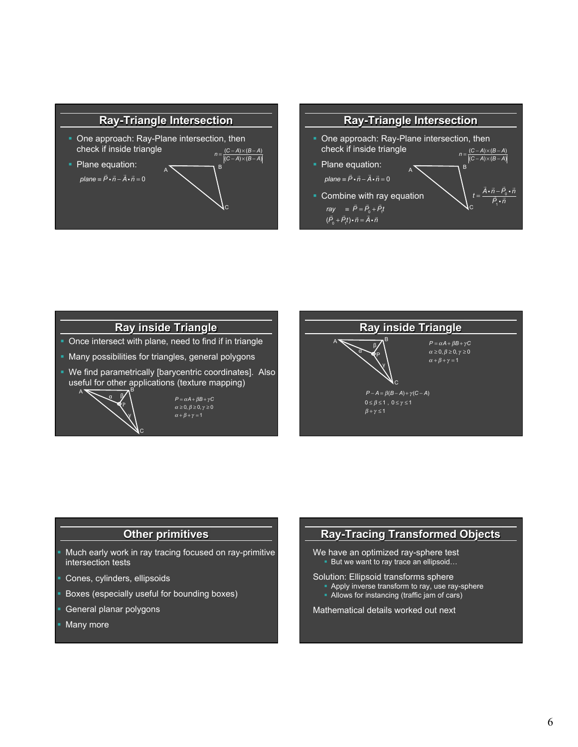## Ray-Triangle Intersection

- One approach: Ray-Plane intersection, then check if inside triangle
- Plane equation:

$$plane \equiv \vec{P} \cdot \vec{n} - \vec{A} \cdot \vec{n} = 0$$

$$n = \frac{(C-A) \times (B-A)}{|(C-A) \times (B-A)|}$$

A, B, C

## Ray-Triangle Intersection

- One approach: Ray-Plane intersection, then check if inside triangle
- Plane equation:

$$plane \equiv \vec{P} \cdot \vec{n} - \vec{A} \cdot \vec{n} = 0$$

$$n = \frac{(C-A) \times (B-A)}{|(C-A) \times (B-A)|}$$

- Combine with ray equation

$$ray \equiv \vec{P} = \vec{P}_0 + \vec{P}_1 t$$

$$(\vec{P}_0 + \vec{P}_1 t) \cdot \vec{n} = \vec{A} \cdot \vec{n}$$

$$t = \frac{\vec{A} \cdot \vec{n} - \vec{P}_0 \cdot \vec{n}}{\vec{P}_1 \cdot \vec{n}}$$

A, B, C

## Ray inside Triangle

- Once intersect with plane, need to find if in triangle
- Many possibilities for triangles, general polygons
- We find parametrically [barycentric coordinates]. Also useful for other applications (texture mapping)

A, B, C, P, α, β, γ

$$P = \alpha A + \beta B + \gamma C$$

$$\alpha \geq 0, \beta \geq 0, \gamma \geq 0$$

$$\alpha + \beta + \gamma = 1$$

## Ray inside Triangle

A, B, C, P, α, β, γ

$$P = \alpha A + \beta B + \gamma C$$

$$\alpha \geq 0, \beta \geq 0, \gamma \geq 0$$

$$\alpha + \beta + \gamma = 1$$

$$P - A = \beta(B - A) + \gamma(C - A)$$

$$0 \leq \beta \leq 1 \;,\; 0 \leq \gamma \leq 1$$

$$\beta + \gamma \leq 1$$

## Other primitives

- Much early work in ray tracing focused on ray-primitive intersection tests
- Cones, cylinders, ellipsoids
- Boxes (especially useful for bounding boxes)
- General planar polygons
- Many more

## Ray-Tracing Transformed Objects

We have an optimized ray-sphere test
- But we want to ray trace an ellipsoid…

Solution: Ellipsoid transforms sphere
- Apply inverse transform to ray, use ray-sphere
- Allows for instancing (traffic jam of cars)

Mathematical details worked out next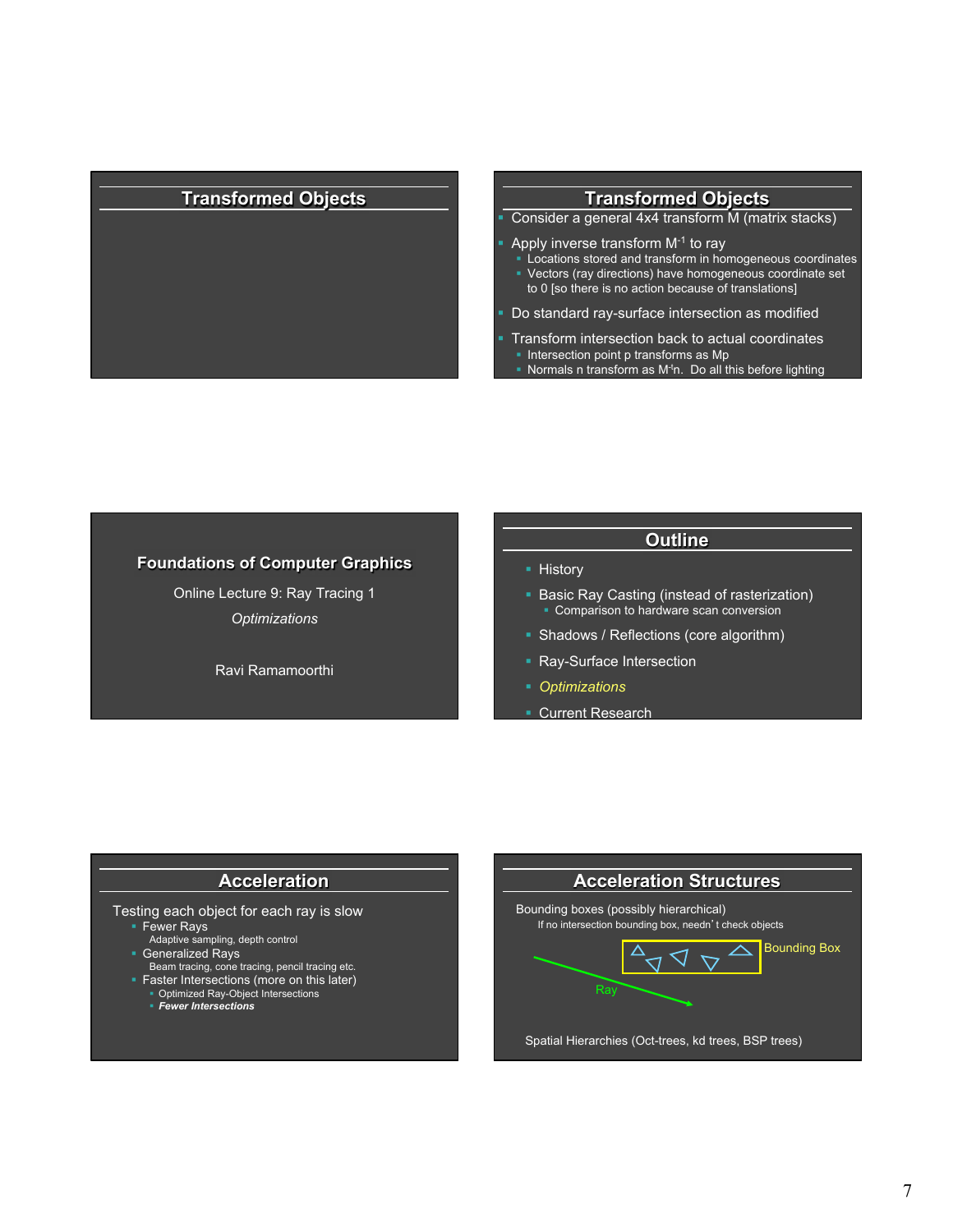## Transformed Objects

## Transformed Objects

- Consider a general 4x4 transform M (matrix stacks)
- Apply inverse transform $M^{-1}$ to ray
  - Locations stored and transform in homogeneous coordinates
  - Vectors (ray directions) have homogeneous coordinate set to 0 [so there is no action because of translations]
- Do standard ray-surface intersection as modified
- Transform intersection back to actual coordinates
  - Intersection point p transforms as Mp
  - Normals n transform as $M^{-t}n$. Do all this before lighting

## Foundations of Computer Graphics

Online Lecture 9: Ray Tracing 1

*Optimizations*

Ravi Ramamoorthi

## Outline

- History
- Basic Ray Casting (instead of rasterization)
  - Comparison to hardware scan conversion
- Shadows / Reflections (core algorithm)
- Ray-Surface Intersection
- *Optimizations*
- Current Research

## Acceleration

Testing each object for each ray is slow

- Fewer Rays
  - Adaptive sampling, depth control
- Generalized Rays
  - Beam tracing, cone tracing, pencil tracing etc.
- Faster Intersections (more on this later)
  - Optimized Ray-Object Intersections
  - ***Fewer Intersections***

## Acceleration Structures

Bounding boxes (possibly hierarchical)

If no intersection bounding box, needn't check objects

Bounding Box

Ray

Spatial Hierarchies (Oct-trees, kd trees, BSP trees)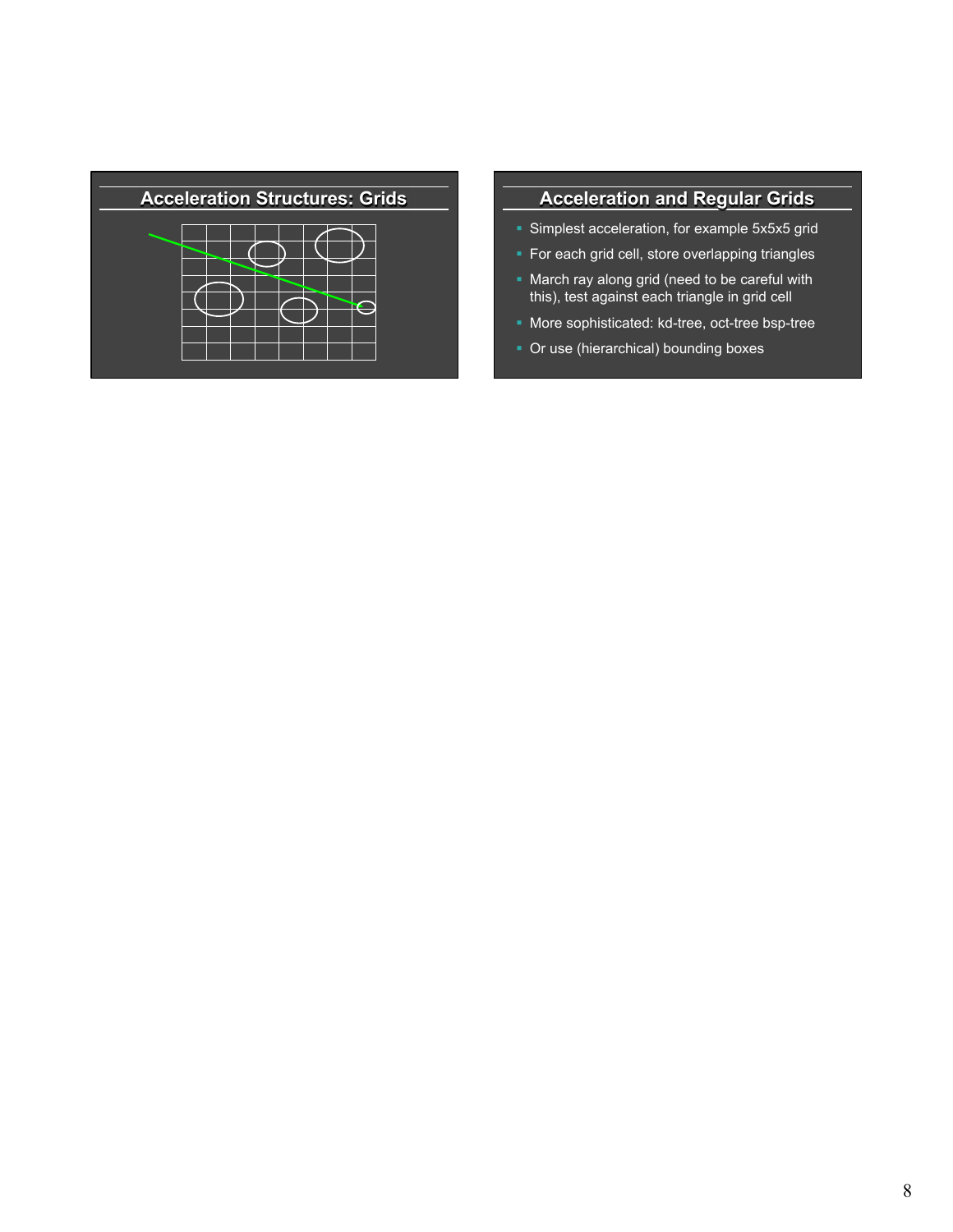## Acceleration Structures: Grids

## Acceleration and Regular Grids

- Simplest acceleration, for example 5x5x5 grid
- For each grid cell, store overlapping triangles
- March ray along grid (need to be careful with this), test against each triangle in grid cell
- More sophisticated: kd-tree, oct-tree bsp-tree
- Or use (hierarchical) bounding boxes